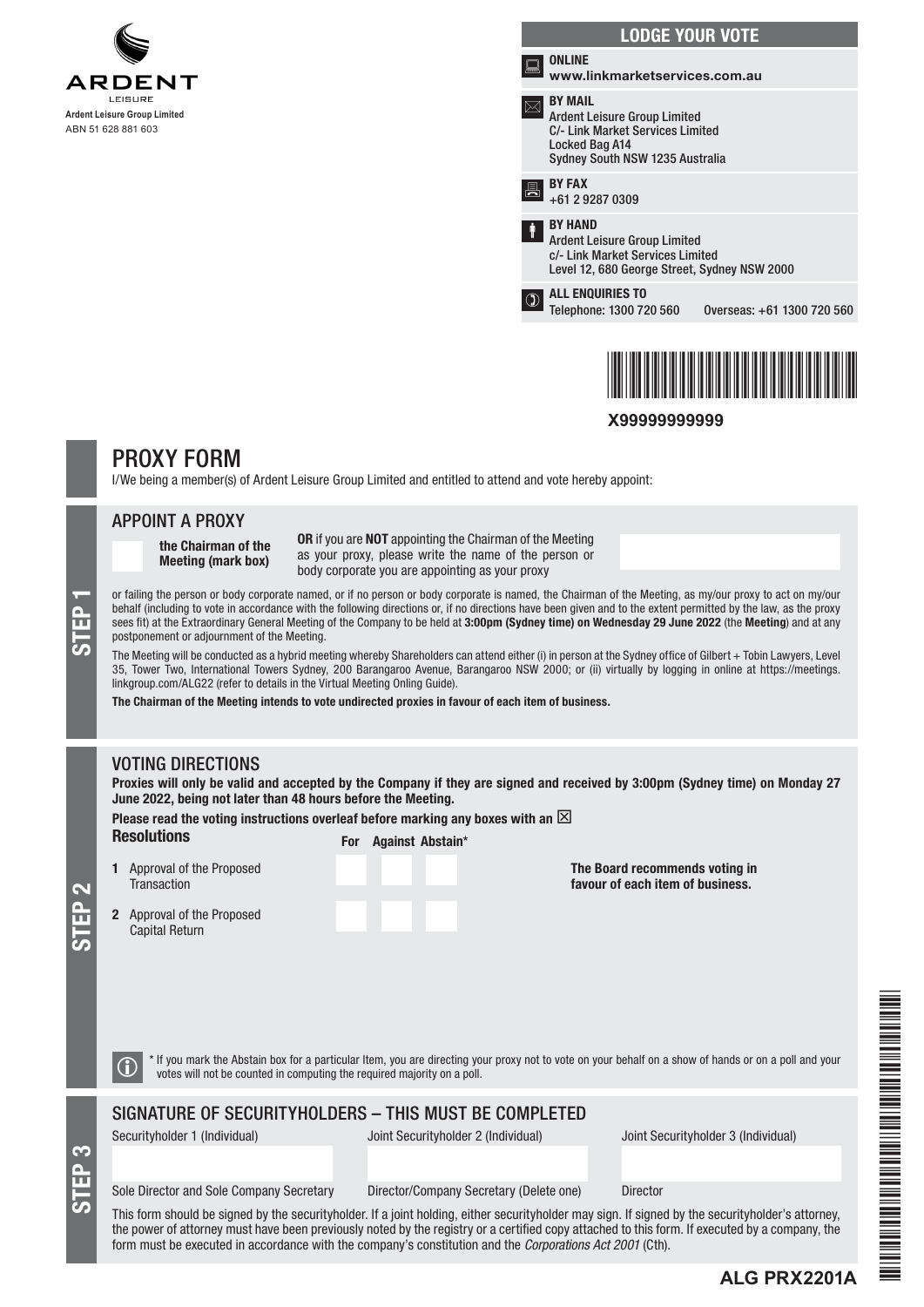**ARDENT**
LEISURE

**Ardent Leisure Group Limited**
ABN 51 628 881 603

## LODGE YOUR VOTE

**ONLINE**
**www.linkmarketservices.com.au**

**BY MAIL**
Ardent Leisure Group Limited
C/- Link Market Services Limited
Locked Bag A14
Sydney South NSW 1235 Australia

**BY FAX**
+61 2 9287 0309

**BY HAND**
Ardent Leisure Group Limited
c/- Link Market Services Limited
Level 12, 680 George Street, Sydney NSW 2000

**ALL ENQUIRIES TO**
Telephone: 1300 720 560 Overseas: +61 1300 720 560

**X99999999999**

# PROXY FORM

I/We being a member(s) of Ardent Leisure Group Limited and entitled to attend and vote hereby appoint:

## STEP 1

### APPOINT A PROXY

☐ **the Chairman of the Meeting (mark box)**

**OR** if you are **NOT** appointing the Chairman of the Meeting as your proxy, please write the name of the person or body corporate you are appointing as your proxy

or failing the person or body corporate named, or if no person or body corporate is named, the Chairman of the Meeting, as my/our proxy to act on my/our behalf (including to vote in accordance with the following directions or, if no directions have been given and to the extent permitted by the law, as the proxy sees fit) at the Extraordinary General Meeting of the Company to be held at **3:00pm (Sydney time) on Wednesday 29 June 2022** (the **Meeting**) and at any postponement or adjournment of the Meeting.

The Meeting will be conducted as a hybrid meeting whereby Shareholders can attend either (i) in person at the Sydney office of Gilbert + Tobin Lawyers, Level 35, Tower Two, International Towers Sydney, 200 Barangaroo Avenue, Barangaroo NSW 2000; or (ii) virtually by logging in online at https://meetings.linkgroup.com/ALG22 (refer to details in the Virtual Meeting Onling Guide).

**The Chairman of the Meeting intends to vote undirected proxies in favour of each item of business.**

## STEP 2

### VOTING DIRECTIONS

**Proxies will only be valid and accepted by the Company if they are signed and received by 3:00pm (Sydney time) on Monday 27 June 2022, being not later than 48 hours before the Meeting.**

**Please read the voting instructions overleaf before marking any boxes with an ☒**

| **Resolutions** | **For** | **Against** | **Abstain*** |
|---|---|---|---|
| **1** Approval of the Proposed Transaction | | | |
| **2** Approval of the Proposed Capital Return | | | |

**The Board recommends voting in favour of each item of business.**

\* If you mark the Abstain box for a particular Item, you are directing your proxy not to vote on your behalf on a show of hands or on a poll and your votes will not be counted in computing the required majority on a poll.

## STEP 3

### SIGNATURE OF SECURITYHOLDERS – THIS MUST BE COMPLETED

| Securityholder 1 (Individual) | Joint Securityholder 2 (Individual) | Joint Securityholder 3 (Individual) |
|---|---|---|
| | | |
| Sole Director and Sole Company Secretary | Director/Company Secretary (Delete one) | Director |

This form should be signed by the securityholder. If a joint holding, either securityholder may sign. If signed by the securityholder's attorney, the power of attorney must have been previously noted by the registry or a certified copy attached to this form. If executed by a company, the form must be executed in accordance with the company's constitution and the *Corporations Act 2001* (Cth).

**ALG PRX2201A**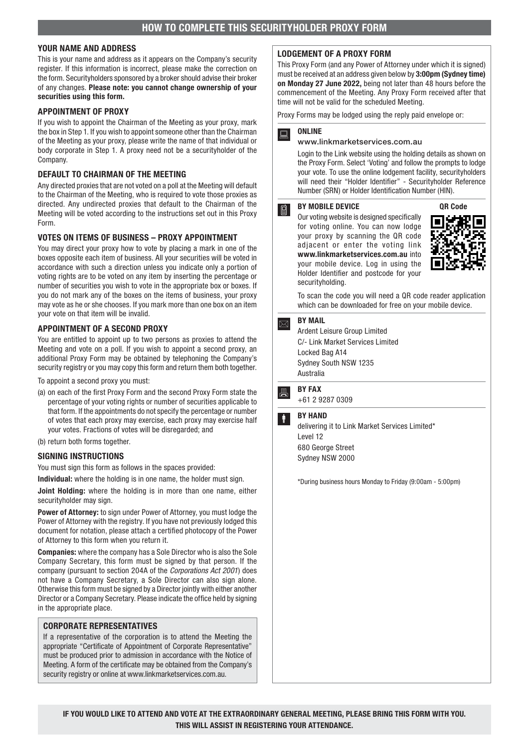# HOW TO COMPLETE THIS SECURITYHOLDER PROXY FORM

## YOUR NAME AND ADDRESS

This is your name and address as it appears on the Company's security register. If this information is incorrect, please make the correction on the form. Securityholders sponsored by a broker should advise their broker of any changes. **Please note: you cannot change ownership of your securities using this form.**

## APPOINTMENT OF PROXY

If you wish to appoint the Chairman of the Meeting as your proxy, mark the box in Step 1. If you wish to appoint someone other than the Chairman of the Meeting as your proxy, please write the name of that individual or body corporate in Step 1. A proxy need not be a securityholder of the Company.

## DEFAULT TO CHAIRMAN OF THE MEETING

Any directed proxies that are not voted on a poll at the Meeting will default to the Chairman of the Meeting, who is required to vote those proxies as directed. Any undirected proxies that default to the Chairman of the Meeting will be voted according to the instructions set out in this Proxy Form.

## VOTES ON ITEMS OF BUSINESS – PROXY APPOINTMENT

You may direct your proxy how to vote by placing a mark in one of the boxes opposite each item of business. All your securities will be voted in accordance with such a direction unless you indicate only a portion of voting rights are to be voted on any item by inserting the percentage or number of securities you wish to vote in the appropriate box or boxes. If you do not mark any of the boxes on the items of business, your proxy may vote as he or she chooses. If you mark more than one box on an item your vote on that item will be invalid.

## APPOINTMENT OF A SECOND PROXY

You are entitled to appoint up to two persons as proxies to attend the Meeting and vote on a poll. If you wish to appoint a second proxy, an additional Proxy Form may be obtained by telephoning the Company's security registry or you may copy this form and return them both together.

To appoint a second proxy you must:

(a) on each of the first Proxy Form and the second Proxy Form state the percentage of your voting rights or number of securities applicable to that form. If the appointments do not specify the percentage or number of votes that each proxy may exercise, each proxy may exercise half your votes. Fractions of votes will be disregarded; and

(b) return both forms together.

## SIGNING INSTRUCTIONS

You must sign this form as follows in the spaces provided:

**Individual:** where the holding is in one name, the holder must sign.

**Joint Holding:** where the holding is in more than one name, either securityholder may sign.

**Power of Attorney:** to sign under Power of Attorney, you must lodge the Power of Attorney with the registry. If you have not previously lodged this document for notation, please attach a certified photocopy of the Power of Attorney to this form when you return it.

**Companies:** where the company has a Sole Director who is also the Sole Company Secretary, this form must be signed by that person. If the company (pursuant to section 204A of the *Corporations Act 2001*) does not have a Company Secretary, a Sole Director can also sign alone. Otherwise this form must be signed by a Director jointly with either another Director or a Company Secretary. Please indicate the office held by signing in the appropriate place.

## CORPORATE REPRESENTATIVES

If a representative of the corporation is to attend the Meeting the appropriate "Certificate of Appointment of Corporate Representative" must be produced prior to admission in accordance with the Notice of Meeting. A form of the certificate may be obtained from the Company's security registry or online at www.linkmarketservices.com.au.

## LODGEMENT OF A PROXY FORM

This Proxy Form (and any Power of Attorney under which it is signed) must be received at an address given below by **3:00pm (Sydney time) on Monday 27 June 2022,** being not later than 48 hours before the commencement of the Meeting. Any Proxy Form received after that time will not be valid for the scheduled Meeting.

Proxy Forms may be lodged using the reply paid envelope or:

### ONLINE

www.linkmarketservices.com.au

Login to the Link website using the holding details as shown on the Proxy Form. Select 'Voting' and follow the prompts to lodge your vote. To use the online lodgement facility, securityholders will need their "Holder Identifier" - Securityholder Reference Number (SRN) or Holder Identification Number (HIN).

### BY MOBILE DEVICE

QR Code

Our voting website is designed specifically for voting online. You can now lodge your proxy by scanning the QR code adjacent or enter the voting link **www.linkmarketservices.com.au** into your mobile device. Log in using the Holder Identifier and postcode for your securityholding.

To scan the code you will need a QR code reader application which can be downloaded for free on your mobile device.

### BY MAIL

Ardent Leisure Group Limited
C/- Link Market Services Limited
Locked Bag A14
Sydney South NSW 1235
Australia

### BY FAX

+61 2 9287 0309

### BY HAND

delivering it to Link Market Services Limited*
Level 12
680 George Street
Sydney NSW 2000

*During business hours Monday to Friday (9:00am - 5:00pm)

**IF YOU WOULD LIKE TO ATTEND AND VOTE AT THE EXTRAORDINARY GENERAL MEETING, PLEASE BRING THIS FORM WITH YOU. THIS WILL ASSIST IN REGISTERING YOUR ATTENDANCE.**